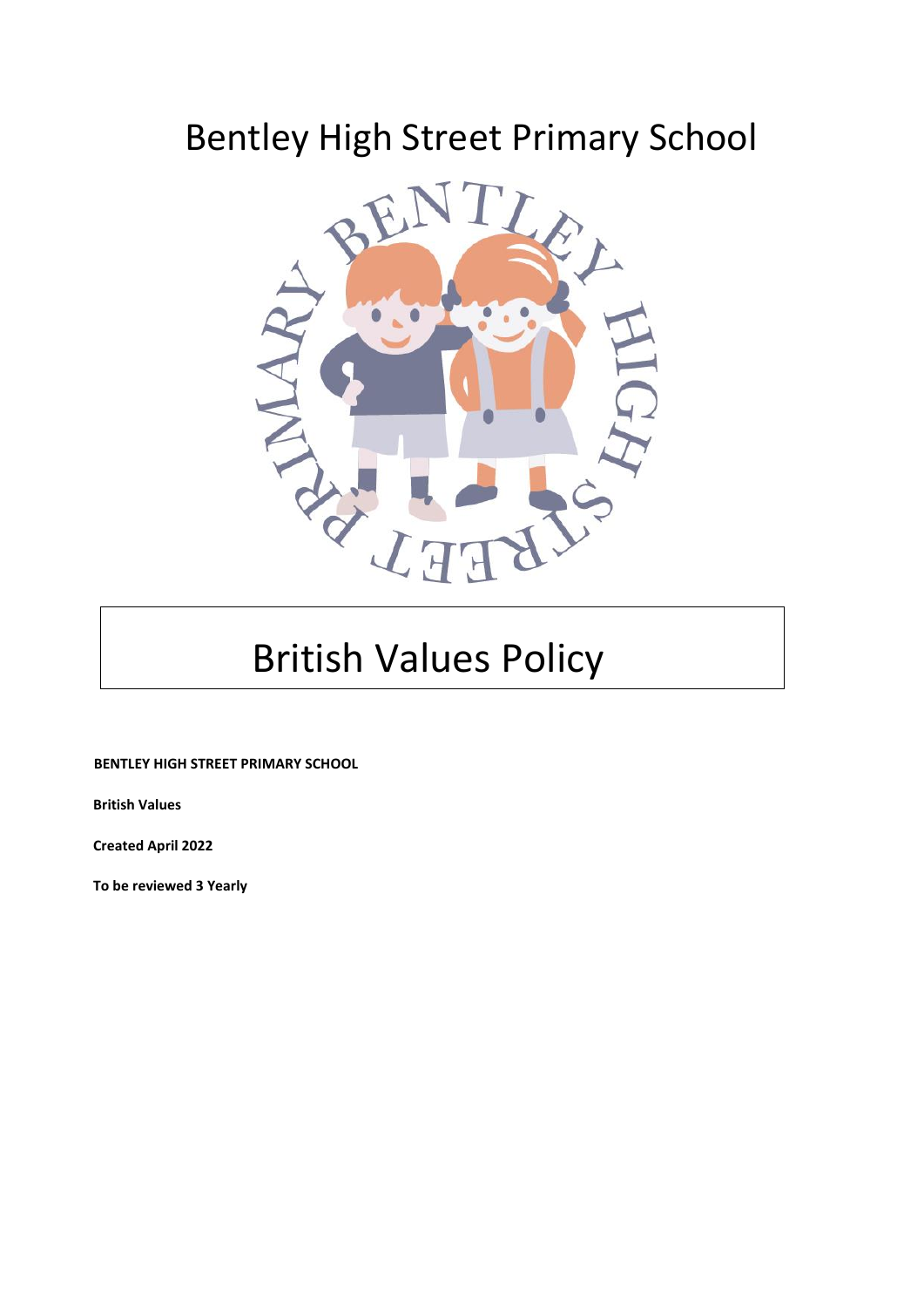# Bentley High Street Primary School

# British Values Policy

**BENTLEY HIGH STREET PRIMARY SCHOOL**

**British Values**

**Created April 2022**

**To be reviewed 3 Yearly**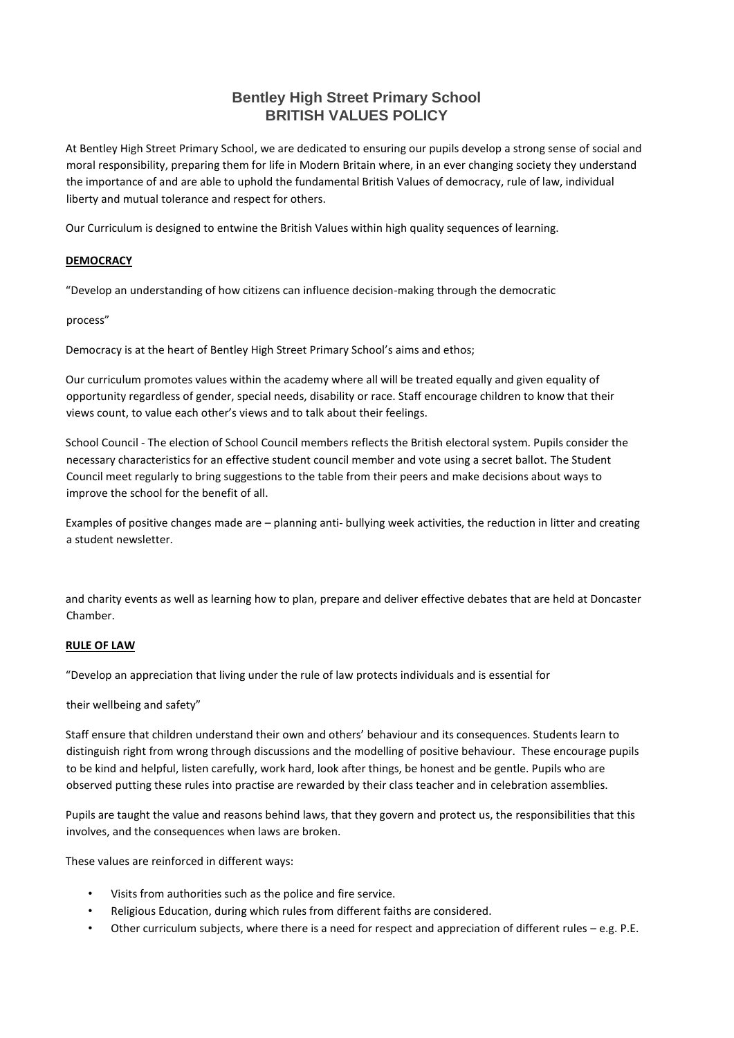# Bentley High Street Primary School
## BRITISH VALUES POLICY

At Bentley High Street Primary School, we are dedicated to ensuring our pupils develop a strong sense of social and moral responsibility, preparing them for life in Modern Britain where, in an ever changing society they understand the importance of and are able to uphold the fundamental British Values of democracy, rule of law, individual liberty and mutual tolerance and respect for others.

Our Curriculum is designed to entwine the British Values within high quality sequences of learning.

### DEMOCRACY

"Develop an understanding of how citizens can influence decision-making through the democratic

process"

Democracy is at the heart of Bentley High Street Primary School's aims and ethos;

Our curriculum promotes values within the academy where all will be treated equally and given equality of opportunity regardless of gender, special needs, disability or race. Staff encourage children to know that their views count, to value each other's views and to talk about their feelings.

School Council - The election of School Council members reflects the British electoral system. Pupils consider the necessary characteristics for an effective student council member and vote using a secret ballot. The Student Council meet regularly to bring suggestions to the table from their peers and make decisions about ways to improve the school for the benefit of all.

Examples of positive changes made are – planning anti- bullying week activities, the reduction in litter and creating a student newsletter.

and charity events as well as learning how to plan, prepare and deliver effective debates that are held at Doncaster Chamber.

### RULE OF LAW

"Develop an appreciation that living under the rule of law protects individuals and is essential for

their wellbeing and safety"

Staff ensure that children understand their own and others' behaviour and its consequences. Students learn to distinguish right from wrong through discussions and the modelling of positive behaviour. These encourage pupils to be kind and helpful, listen carefully, work hard, look after things, be honest and be gentle. Pupils who are observed putting these rules into practise are rewarded by their class teacher and in celebration assemblies.

Pupils are taught the value and reasons behind laws, that they govern and protect us, the responsibilities that this involves, and the consequences when laws are broken.

These values are reinforced in different ways:

- Visits from authorities such as the police and fire service.
- Religious Education, during which rules from different faiths are considered.
- Other curriculum subjects, where there is a need for respect and appreciation of different rules – e.g. P.E.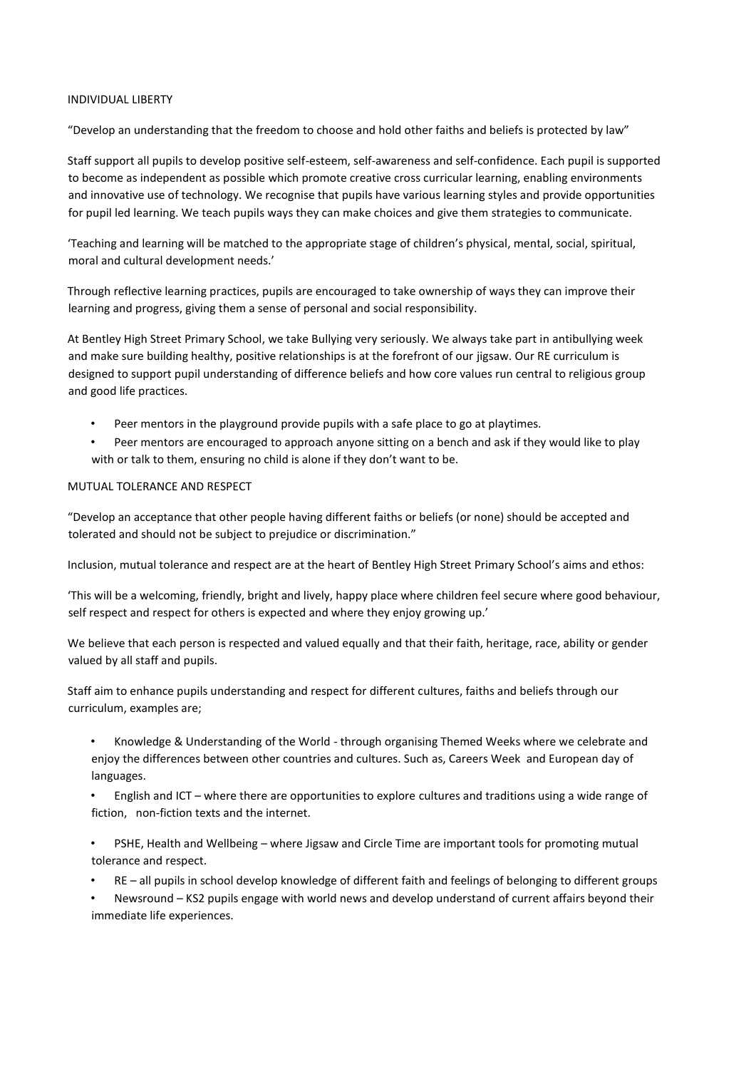## INDIVIDUAL LIBERTY

"Develop an understanding that the freedom to choose and hold other faiths and beliefs is protected by law"

Staff support all pupils to develop positive self-esteem, self-awareness and self-confidence. Each pupil is supported to become as independent as possible which promote creative cross curricular learning, enabling environments and innovative use of technology. We recognise that pupils have various learning styles and provide opportunities for pupil led learning. We teach pupils ways they can make choices and give them strategies to communicate.

'Teaching and learning will be matched to the appropriate stage of children's physical, mental, social, spiritual, moral and cultural development needs.'

Through reflective learning practices, pupils are encouraged to take ownership of ways they can improve their learning and progress, giving them a sense of personal and social responsibility.

At Bentley High Street Primary School, we take Bullying very seriously. We always take part in antibullying week and make sure building healthy, positive relationships is at the forefront of our jigsaw. Our RE curriculum is designed to support pupil understanding of difference beliefs and how core values run central to religious group and good life practices.

- Peer mentors in the playground provide pupils with a safe place to go at playtimes.
- Peer mentors are encouraged to approach anyone sitting on a bench and ask if they would like to play with or talk to them, ensuring no child is alone if they don't want to be.

## MUTUAL TOLERANCE AND RESPECT

"Develop an acceptance that other people having different faiths or beliefs (or none) should be accepted and tolerated and should not be subject to prejudice or discrimination."

Inclusion, mutual tolerance and respect are at the heart of Bentley High Street Primary School's aims and ethos:

'This will be a welcoming, friendly, bright and lively, happy place where children feel secure where good behaviour, self respect and respect for others is expected and where they enjoy growing up.'

We believe that each person is respected and valued equally and that their faith, heritage, race, ability or gender valued by all staff and pupils.

Staff aim to enhance pupils understanding and respect for different cultures, faiths and beliefs through our curriculum, examples are;

- Knowledge & Understanding of the World - through organising Themed Weeks where we celebrate and enjoy the differences between other countries and cultures. Such as, Careers Week and European day of languages.
- English and ICT – where there are opportunities to explore cultures and traditions using a wide range of fiction, non-fiction texts and the internet.
- PSHE, Health and Wellbeing – where Jigsaw and Circle Time are important tools for promoting mutual tolerance and respect.
- RE – all pupils in school develop knowledge of different faith and feelings of belonging to different groups
- Newsround – KS2 pupils engage with world news and develop understand of current affairs beyond their immediate life experiences.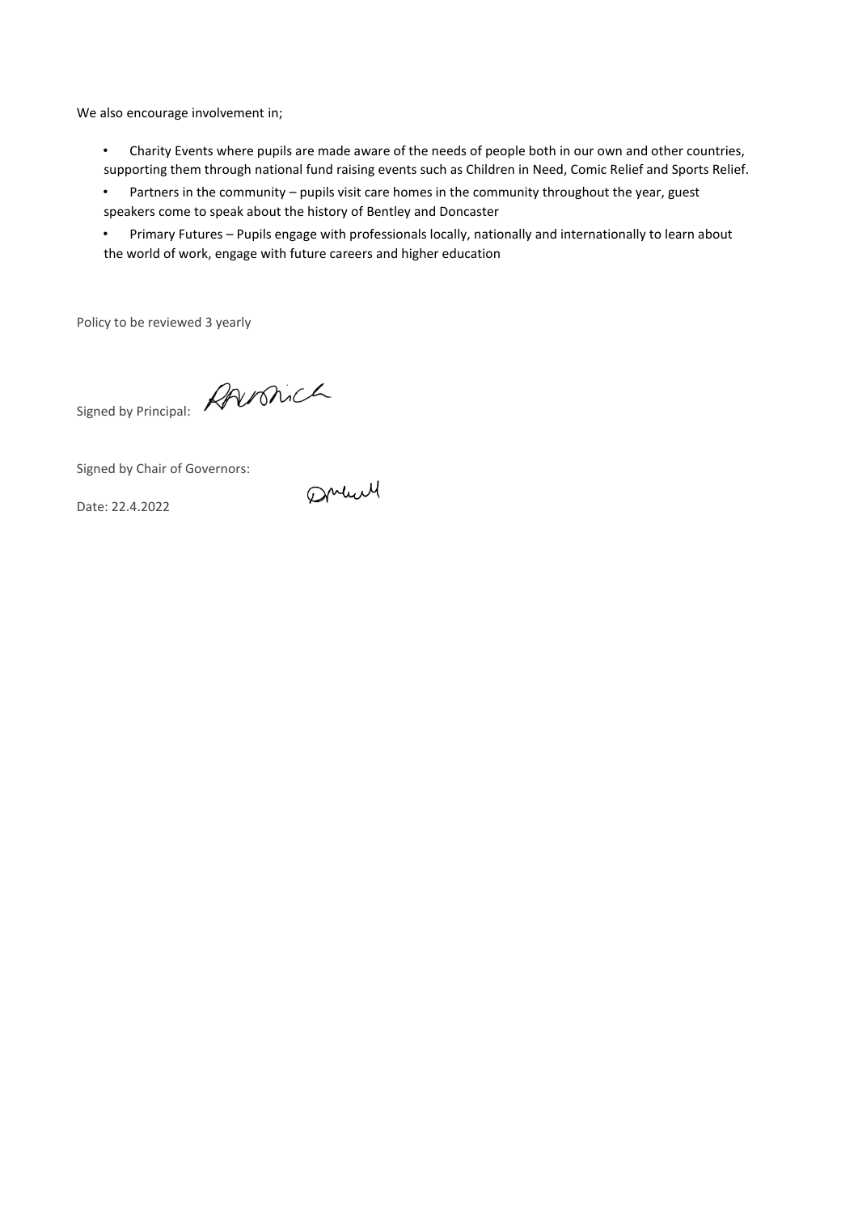We also encourage involvement in;

- Charity Events where pupils are made aware of the needs of people both in our own and other countries, supporting them through national fund raising events such as Children in Need, Comic Relief and Sports Relief.
- Partners in the community – pupils visit care homes in the community throughout the year, guest speakers come to speak about the history of Bentley and Doncaster
- Primary Futures – Pupils engage with professionals locally, nationally and internationally to learn about the world of work, engage with future careers and higher education

Policy to be reviewed 3 yearly

Signed by Principal:

Signed by Chair of Governors:

Date: 22.4.2022